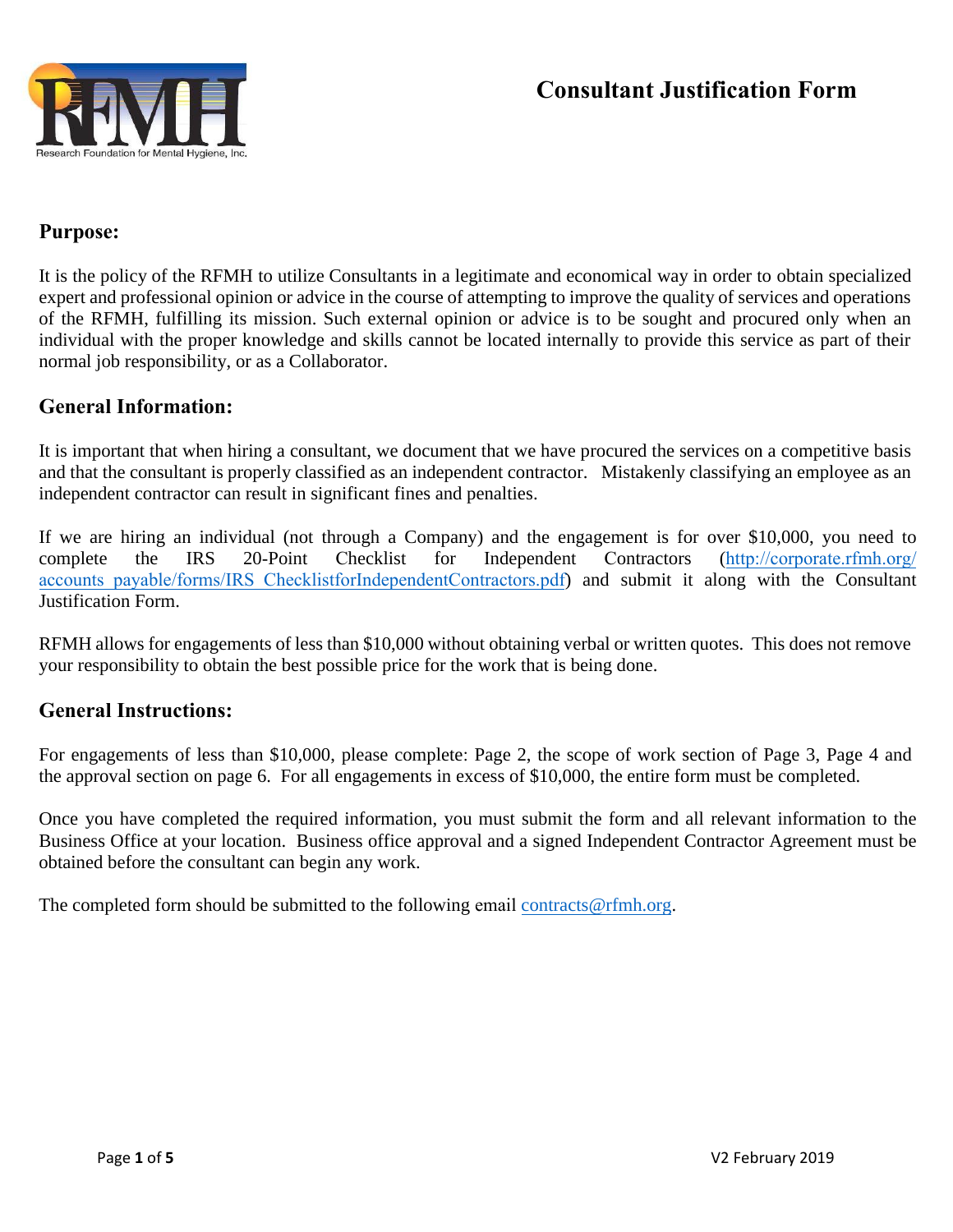# Consultant Justification Form

Research Foundation for Mental Hygiene, Inc.

## Purpose:

It is the policy of the RFMH to utilize Consultants in a legitimate and economical way in order to obtain specialized expert and professional opinion or advice in the course of attempting to improve the quality of services and operations of the RFMH, fulfilling its mission. Such external opinion or advice is to be sought and procured only when an individual with the proper knowledge and skills cannot be located internally to provide this service as part of their normal job responsibility, or as a Collaborator.

## General Information:

It is important that when hiring a consultant, we document that we have procured the services on a competitive basis and that the consultant is properly classified as an independent contractor. Mistakenly classifying an employee as an independent contractor can result in significant fines and penalties.

If we are hiring an individual (not through a Company) and the engagement is for over $10,000, you need to complete the IRS 20-Point Checklist for Independent Contractors (http://corporate.rfmh.org/accounts_payable/forms/IRS_ChecklistforIndependentContractors.pdf) and submit it along with the Consultant Justification Form.

RFMH allows for engagements of less than $10,000 without obtaining verbal or written quotes. This does not remove your responsibility to obtain the best possible price for the work that is being done.

## General Instructions:

For engagements of less than $10,000, please complete: Page 2, the scope of work section of Page 3, Page 4 and the approval section on page 6. For all engagements in excess of $10,000, the entire form must be completed.

Once you have completed the required information, you must submit the form and all relevant information to the Business Office at your location. Business office approval and a signed Independent Contractor Agreement must be obtained before the consultant can begin any work.

The completed form should be submitted to the following email contracts@rfmh.org.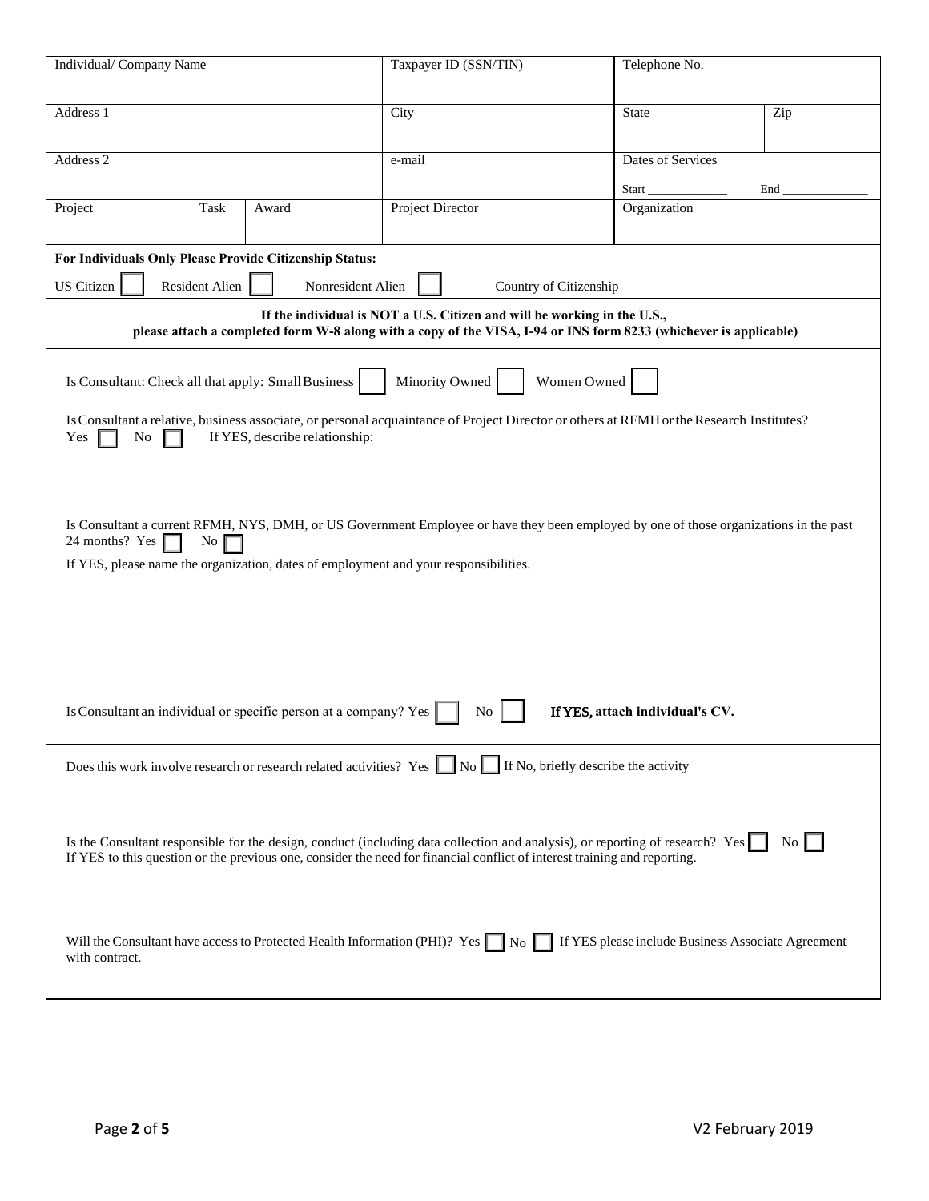| Individual/ Company Name | | | Taxpayer ID (SSN/TIN) | Telephone No. | |
|---|---|---|---|---|---|
| Address 1 | | | City | State | Zip |
| Address 2 | | | e-mail | Dates of Services<br>Start _____________ End ______________ | |
| Project | Task | Award | Project Director | Organization | |

**For Individuals Only Please Provide Citizenship Status:**

US Citizen ☐ Resident Alien ☐ Nonresident Alien ☐ Country of Citizenship

**If the individual is NOT a U.S. Citizen and will be working in the U.S., please attach a completed form W-8 along with a copy of the VISA, I-94 or INS form 8233 (whichever is applicable)**

Is Consultant: Check all that apply: Small Business ☐ Minority Owned ☐ Women Owned ☐

Is Consultant a relative, business associate, or personal acquaintance of Project Director or others at RFMH or the Research Institutes?
Yes ☐ No ☐ If YES, describe relationship:

Is Consultant a current RFMH, NYS, DMH, or US Government Employee or have they been employed by one of those organizations in the past 24 months? Yes ☐ No ☐
If YES, please name the organization, dates of employment and your responsibilities.

Is Consultant an individual or specific person at a company? Yes ☐ No ☐ **If YES, attach individual's CV.**

Does this work involve research or research related activities? Yes ☐ No ☐ If No, briefly describe the activity

Is the Consultant responsible for the design, conduct (including data collection and analysis), or reporting of research? Yes ☐ No ☐
If YES to this question or the previous one, consider the need for financial conflict of interest training and reporting.

Will the Consultant have access to Protected Health Information (PHI)? Yes ☐ No ☐ If YES please include Business Associate Agreement with contract.

V2 February 2019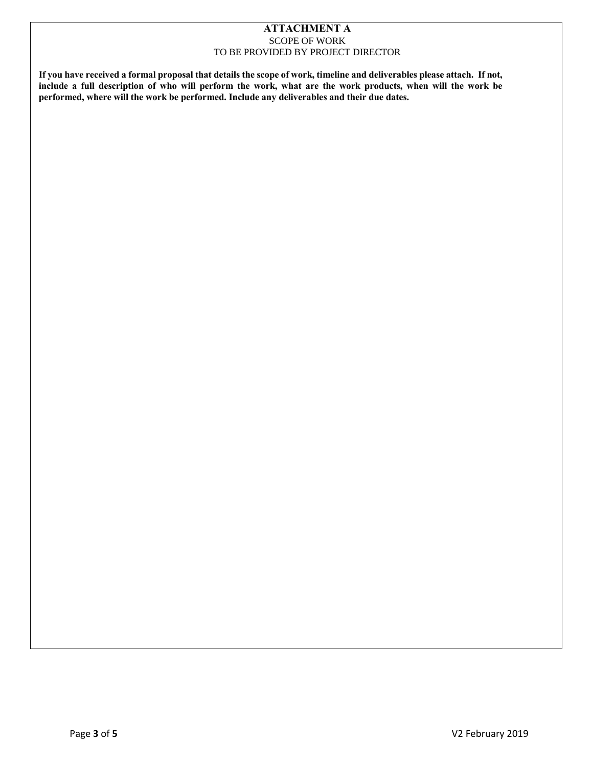# ATTACHMENT A

SCOPE OF WORK

TO BE PROVIDED BY PROJECT DIRECTOR

**If you have received a formal proposal that details the scope of work, timeline and deliverables please attach. If not, include a full description of who will perform the work, what are the work products, when will the work be performed, where will the work be performed. Include any deliverables and their due dates.**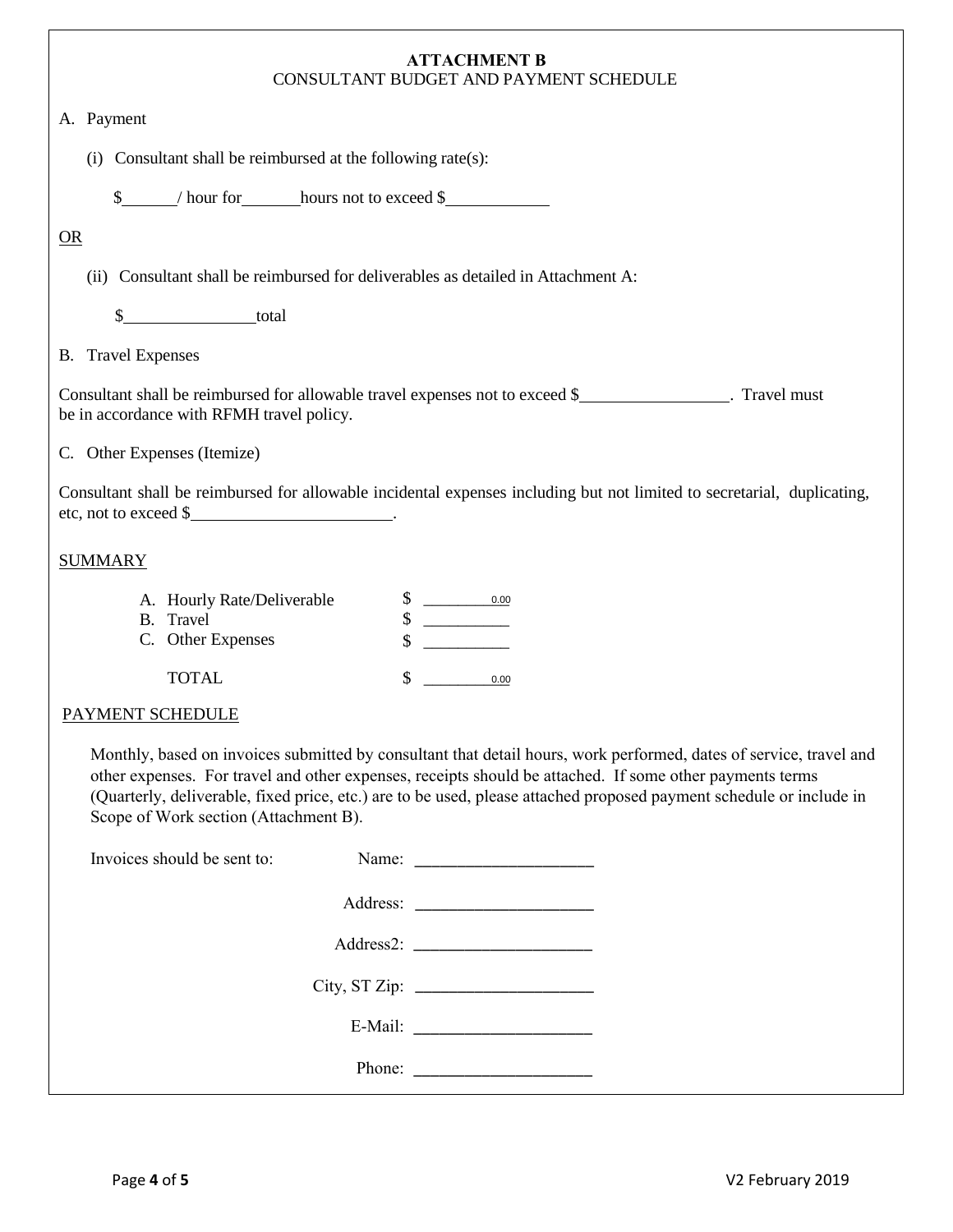# ATTACHMENT B

## CONSULTANT BUDGET AND PAYMENT SCHEDULE

A. Payment

(i) Consultant shall be reimbursed at the following rate(s):

$\_\_\_\_\_\_ / hour for \_\_\_\_\_\_ hours not to exceed $\_\_\_\_\_\_\_\_\_\_\_\_

OR

(ii) Consultant shall be reimbursed for deliverables as detailed in Attachment A:

$\_\_\_\_\_\_\_\_\_\_\_\_\_\_\_ total

B. Travel Expenses

Consultant shall be reimbursed for allowable travel expenses not to exceed $\_\_\_\_\_\_\_\_\_\_\_\_\_\_\_\_\_. Travel must be in accordance with RFMH travel policy.

C. Other Expenses (Itemize)

Consultant shall be reimbursed for allowable incidental expenses including but not limited to secretarial, duplicating, etc, not to exceed $\_\_\_\_\_\_\_\_\_\_\_\_\_\_\_\_\_\_\_\_\_\_\_.

SUMMARY

| | |
|---|---|
| A. Hourly Rate/Deliverable | $ 0.00 |
| B. Travel | $ \_\_\_\_\_\_\_\_\_\_ |
| C. Other Expenses | $ \_\_\_\_\_\_\_\_\_\_ |
| TOTAL | $ 0.00 |

PAYMENT SCHEDULE

Monthly, based on invoices submitted by consultant that detail hours, work performed, dates of service, travel and other expenses. For travel and other expenses, receipts should be attached. If some other payments terms (Quarterly, deliverable, fixed price, etc.) are to be used, please attached proposed payment schedule or include in Scope of Work section (Attachment B).

Invoices should be sent to:

Name: \_\_\_\_\_\_\_\_\_\_\_\_\_\_\_\_\_\_\_\_

Address: \_\_\_\_\_\_\_\_\_\_\_\_\_\_\_\_\_\_\_\_

Address2: \_\_\_\_\_\_\_\_\_\_\_\_\_\_\_\_\_\_\_\_

City, ST Zip: \_\_\_\_\_\_\_\_\_\_\_\_\_\_\_\_\_\_\_\_

E-Mail: \_\_\_\_\_\_\_\_\_\_\_\_\_\_\_\_\_\_\_\_

Phone: \_\_\_\_\_\_\_\_\_\_\_\_\_\_\_\_\_\_\_\_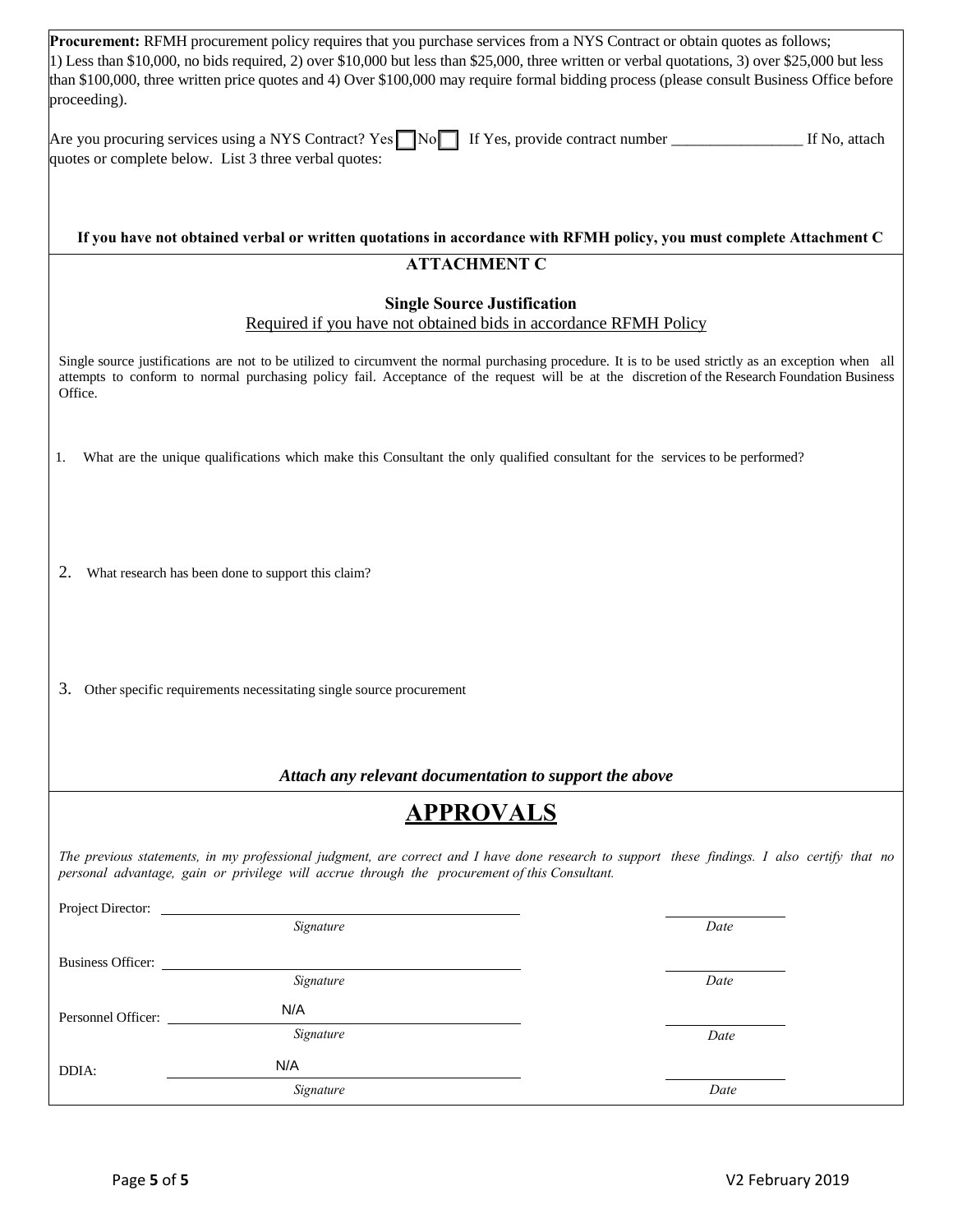**Procurement:** RFMH procurement policy requires that you purchase services from a NYS Contract or obtain quotes as follows; 1) Less than $10,000, no bids required, 2) over $10,000 but less than $25,000, three written or verbal quotations, 3) over $25,000 but less than $100,000, three written price quotes and 4) Over $100,000 may require formal bidding process (please consult Business Office before proceeding).

Are you procuring services using a NYS Contract? Yes ☐ No ☐ If Yes, provide contract number _________________ If No, attach quotes or complete below. List 3 three verbal quotes:

**If you have not obtained verbal or written quotations in accordance with RFMH policy, you must complete Attachment C**

## ATTACHMENT C

### Single Source Justification

Required if you have not obtained bids in accordance RFMH Policy

Single source justifications are not to be utilized to circumvent the normal purchasing procedure. It is to be used strictly as an exception when all attempts to conform to normal purchasing policy fail. Acceptance of the request will be at the discretion of the Research Foundation Business Office.

1. What are the unique qualifications which make this Consultant the only qualified consultant for the services to be performed?

2. What research has been done to support this claim?

3. Other specific requirements necessitating single source procurement

***Attach any relevant documentation to support the above***

## APPROVALS

*The previous statements, in my professional judgment, are correct and I have done research to support these findings. I also certify that no personal advantage, gain or privilege will accrue through the procurement of this Consultant.*

Project Director: ______________________________ ____________
*Signature* *Date*

Business Officer: ______________________________ ____________
*Signature* *Date*

Personnel Officer: N/A ______________________________ ____________
*Signature* *Date*

DDIA: N/A ______________________________ ____________
*Signature* *Date*